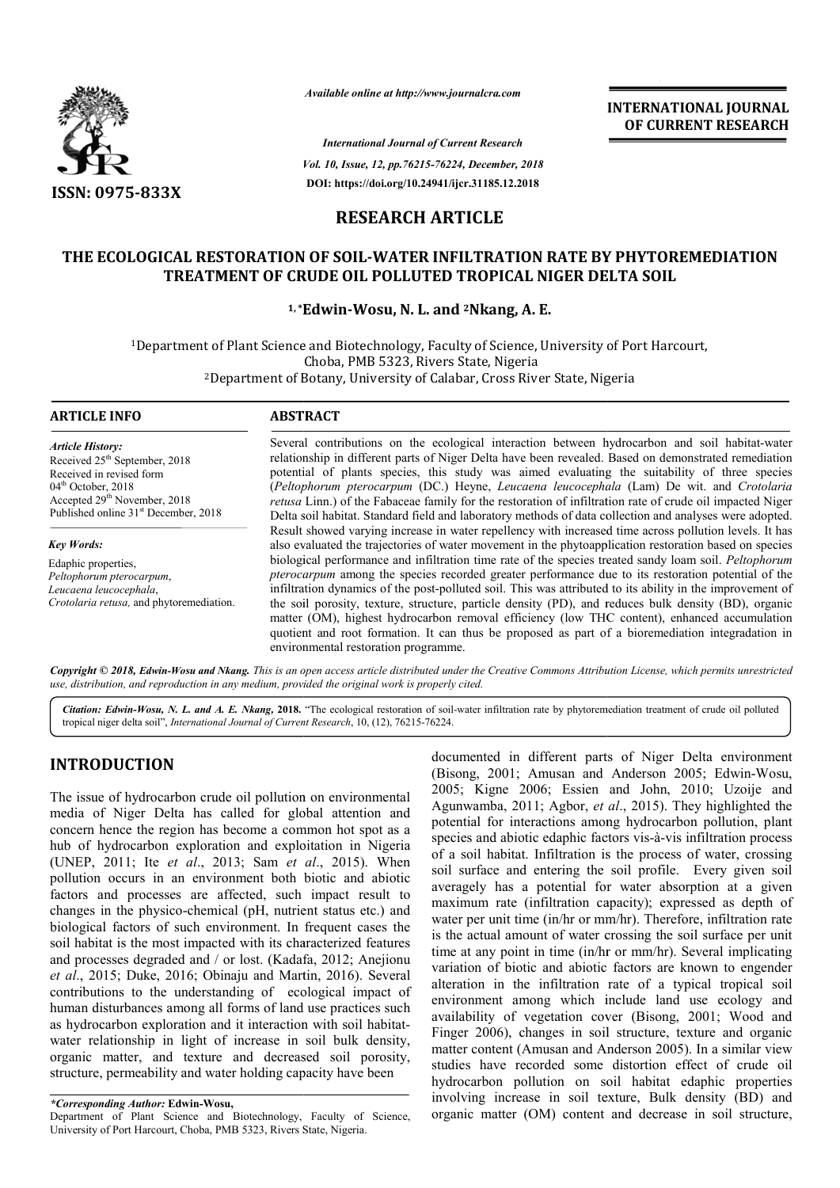*Available online at http://www.journalcra.com*

*International Journal of Current Research*
*Vol. 10, Issue, 12, pp.76215-76224, December, 2018*
**DOI: https://doi.org/10.24941/ijcr.31185.12.2018**

**INTERNATIONAL JOURNAL OF CURRENT RESEARCH**

**ISSN: 0975-833X**

## RESEARCH ARTICLE

# THE ECOLOGICAL RESTORATION OF SOIL-WATER INFILTRATION RATE BY PHYTOREMEDIATION TREATMENT OF CRUDE OIL POLLUTED TROPICAL NIGER DELTA SOIL

**[1,\*]Edwin-Wosu, N. L. and [2]Nkang, A. E.**

[1]Department of Plant Science and Biotechnology, Faculty of Science, University of Port Harcourt, Choba, PMB 5323, Rivers State, Nigeria
[2]Department of Botany, University of Calabar, Cross River State, Nigeria

**ARTICLE INFO**

*Article History:*
Received 25th September, 2018
Received in revised form
04th October, 2018
Accepted 29th November, 2018
Published online 31st December, 2018

*Key Words:*
Edaphic properties,
*Peltophorum pterocarpum*,
*Leucaena leucocephala*,
*Crotolaria retusa,* and phytoremediation.

**ABSTRACT**

Several contributions on the ecological interaction between hydrocarbon and soil habitat-water relationship in different parts of Niger Delta have been revealed. Based on demonstrated remediation potential of plants species, this study was aimed evaluating the suitability of three species (*Peltophorum pterocarpum* (DC.) Heyne, *Leucaena leucocephala* (Lam) De wit. and *Crotolaria retusa* Linn.) of the Fabaceae family for the restoration of infiltration rate of crude oil impacted Niger Delta soil habitat. Standard field and laboratory methods of data collection and analyses were adopted. Result showed varying increase in water repellency with increased time across pollution levels. It has also evaluated the trajectories of water movement in the phytoapplication restoration based on species biological performance and infiltration time rate of the species treated sandy loam soil. *Peltophorum pterocarpum* among the species recorded greater performance due to its restoration potential of the infiltration dynamics of the post-polluted soil. This was attributed to its ability in the improvement of the soil porosity, texture, structure, particle density (PD), and reduces bulk density (BD), organic matter (OM), highest hydrocarbon removal efficiency (low THC content), enhanced accumulation quotient and root formation. It can thus be proposed as part of a bioremediation integradation in environmental restoration programme.

***Copyright © 2018, Edwin-Wosu and Nkang.** This is an open access article distributed under the Creative Commons Attribution License, which permits unrestricted use, distribution, and reproduction in any medium, provided the original work is properly cited.*

***Citation: Edwin-Wosu, N. L. and A. E. Nkang, 2018.** "The ecological restoration of soil-water infiltration rate by phytoremediation treatment of crude oil polluted tropical niger delta soil", International Journal of Current Research, 10, (12), 76215-76224.*

## INTRODUCTION

The issue of hydrocarbon crude oil pollution on environmental media of Niger Delta has called for global attention and concern hence the region has become a common hot spot as a hub of hydrocarbon exploration and exploitation in Nigeria (UNEP, 2011; Ite *et al*., 2013; Sam *et al*., 2015). When pollution occurs in an environment both biotic and abiotic factors and processes are affected, such impact result to changes in the physico-chemical (pH, nutrient status etc.) and biological factors of such environment. In frequent cases the soil habitat is the most impacted with its characterized features and processes degraded and / or lost. (Kadafa, 2012; Anejionu *et al*., 2015; Duke, 2016; Obinaju and Martin, 2016). Several contributions to the understanding of ecological impact of human disturbances among all forms of land use practices such as hydrocarbon exploration and it interaction with soil habitat-water relationship in light of increase in soil bulk density, organic matter, and texture and decreased soil porosity, structure, permeability and water holding capacity have been documented in different parts of Niger Delta environment (Bisong, 2001; Amusan and Anderson 2005; Edwin-Wosu, 2005; Kigne 2006; Essien and John, 2010; Uzoije and Agunwamba, 2011; Agbor, *et al*., 2015). They highlighted the potential for interactions among hydrocarbon pollution, plant species and abiotic edaphic factors vis-à-vis infiltration process of a soil habitat. Infiltration is the process of water, crossing soil surface and entering the soil profile. Every given soil averagely has a potential for water absorption at a given maximum rate (infiltration capacity); expressed as depth of water per unit time (in/hr or mm/hr). Therefore, infiltration rate is the actual amount of water crossing the soil surface per unit time at any point in time (in/hr or mm/hr). Several implicating variation of biotic and abiotic factors are known to engender alteration in the infiltration rate of a typical tropical soil environment among which include land use ecology and availability of vegetation cover (Bisong, 2001; Wood and Finger 2006), changes in soil structure, texture and organic matter content (Amusan and Anderson 2005). In a similar view studies have recorded some distortion effect of crude oil hydrocarbon pollution on soil habitat edaphic properties involving increase in soil texture, Bulk density (BD) and organic matter (OM) content and decrease in soil structure,

***Corresponding Author:** Edwin-Wosu,
Department of Plant Science and Biotechnology, Faculty of Science, University of Port Harcourt, Choba, PMB 5323, Rivers State, Nigeria.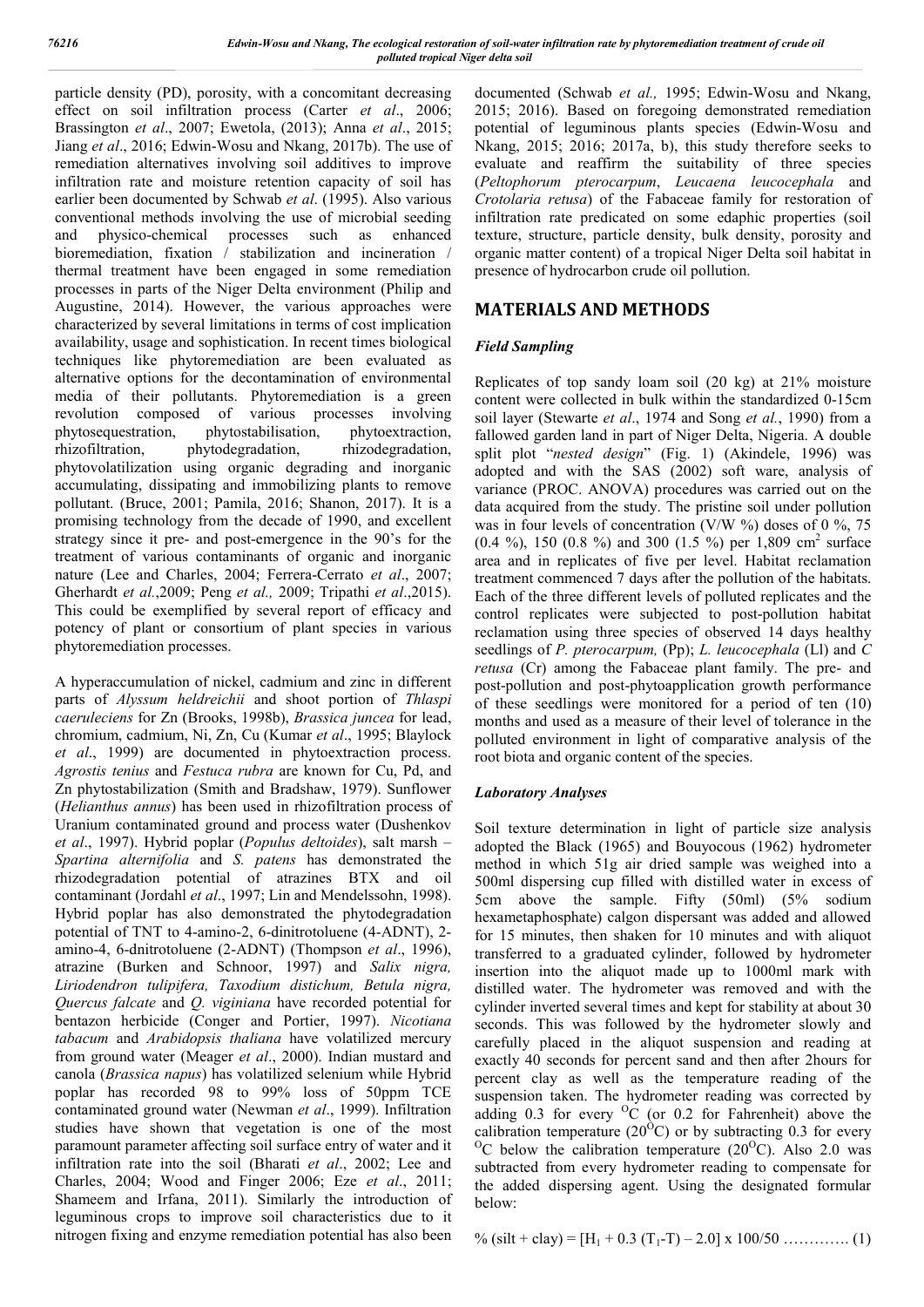particle density (PD), porosity, with a concomitant decreasing effect on soil infiltration process (Carter *et al*., 2006; Brassington *et al*., 2007; Ewetola, (2013); Anna *et al*., 2015; Jiang *et al*., 2016; Edwin-Wosu and Nkang, 2017b). The use of remediation alternatives involving soil additives to improve infiltration rate and moisture retention capacity of soil has earlier been documented by Schwab *et al*. (1995). Also various conventional methods involving the use of microbial seeding and physico-chemical processes such as enhanced bioremediation, fixation / stabilization and incineration / thermal treatment have been engaged in some remediation processes in parts of the Niger Delta environment (Philip and Augustine, 2014). However, the various approaches were characterized by several limitations in terms of cost implication availability, usage and sophistication. In recent times biological techniques like phytoremediation are been evaluated as alternative options for the decontamination of environmental media of their pollutants. Phytoremediation is a green revolution composed of various processes involving phytosequestration, phytostabilisation, phytoextraction, rhizofiltration, phytodegradation, rhizodegradation, phytovolatilization using organic degrading and inorganic accumulating, dissipating and immobilizing plants to remove pollutant. (Bruce, 2001; Pamila, 2016; Shanon, 2017). It is a promising technology from the decade of 1990, and excellent strategy since it pre- and post-emergence in the 90's for the treatment of various contaminants of organic and inorganic nature (Lee and Charles, 2004; Ferrera-Cerrato *et al*., 2007; Gherhardt *et al.*,2009; Peng *et al.,* 2009; Tripathi *et al*.,2015). This could be exemplified by several report of efficacy and potency of plant or consortium of plant species in various phytoremediation processes.

A hyperaccumulation of nickel, cadmium and zinc in different parts of *Alyssum heldreichii* and shoot portion of *Thlaspi caerulecians* for Zn (Brooks, 1998b), *Brassica juncea* for lead, chromium, cadmium, Ni, Zn, Cu (Kumar *et al*., 1995; Blaylock *et al*., 1999) are documented in phytoextraction process. *Agrostis tenius* and *Festuca rubra* are known for Cu, Pd, and Zn phytostabilization (Smith and Bradshaw, 1979). Sunflower (*Helianthus annus*) has been used in rhizofiltration process of Uranium contaminated ground and process water (Dushenkov *et al*., 1997). Hybrid poplar (*Populus deltoides*), salt marsh – *Spartina alternifolia* and *S. patens* has demonstrated the rhizodegradation potential of atrazines BTX and oil contaminant (Jordahl *et al*., 1997; Lin and Mendelssohn, 1998). Hybrid poplar has also demonstrated the phytodegradation potential of TNT to 4-amino-2, 6-dinitrotoluene (4-ADNT), 2-amino-4, 6-dnitrotoluene (2-ADNT) (Thompson *et al*., 1996), atrazine (Burken and Schnoor, 1997) and *Salix nigra, Liriodendron tulipifera, Taxodium distichum, Betula nigra, Quercus falcate* and *Q. viginiana* have recorded potential for bentazon herbicide (Conger and Portier, 1997). *Nicotiana tabacum* and *Arabidopsis thaliana* have volatilized mercury from ground water (Meager *et al*., 2000). Indian mustard and canola (*Brassica napus*) has volatilized selenium while Hybrid poplar has recorded 98 to 99% loss of 50ppm TCE contaminated ground water (Newman *et al*., 1999). Infiltration studies have shown that vegetation is one of the most paramount parameter affecting soil surface entry of water and it infiltration rate into the soil (Bharati *et al*., 2002; Lee and Charles, 2004; Wood and Finger 2006; Eze *et al*., 2011; Shameem and Irfana, 2011). Similarly the introduction of leguminous crops to improve soil characteristics due to it nitrogen fixing and enzyme remediation potential has also been documented (Schwab *et al.,* 1995; Edwin-Wosu and Nkang, 2015; 2016). Based on foregoing demonstrated remediation potential of leguminous plants species (Edwin-Wosu and Nkang, 2015; 2016; 2017a, b), this study therefore seeks to evaluate and reaffirm the suitability of three species (*Peltophorum pterocarpum*, *Leucaena leucocephala* and *Crotolaria retusa*) of the Fabaceae family for restoration of infiltration rate predicated on some edaphic properties (soil texture, structure, particle density, bulk density, porosity and organic matter content) of a tropical Niger Delta soil habitat in presence of hydrocarbon crude oil pollution.

## MATERIALS AND METHODS

### Field Sampling

Replicates of top sandy loam soil (20 kg) at 21% moisture content were collected in bulk within the standardized 0-15cm soil layer (Stewarte *et al*., 1974 and Song *et al.*, 1990) from a fallowed garden land in part of Niger Delta, Nigeria. A double split plot "*nested design*" (Fig. 1) (Akindele, 1996) was adopted and with the SAS (2002) soft ware, analysis of variance (PROC. ANOVA) procedures was carried out on the data acquired from the study. The pristine soil under pollution was in four levels of concentration (V/W %) doses of 0 %, 75 (0.4 %), 150 (0.8 %) and 300 (1.5 %) per 1,809 $cm^2$ surface area and in replicates of five per level. Habitat reclamation treatment commenced 7 days after the pollution of the habitats. Each of the three different levels of polluted replicates and the control replicates were subjected to post-pollution habitat reclamation using three species of observed 14 days healthy seedlings of *P. pterocarpum,* (Pp); *L. leucocephala* (Ll) and *C retusa* (Cr) among the Fabaceae plant family. The pre- and post-pollution and post-phytoapplication growth performance of these seedlings were monitored for a period of ten (10) months and used as a measure of their level of tolerance in the polluted environment in light of comparative analysis of the root biota and organic content of the species.

### Laboratory Analyses

Soil texture determination in light of particle size analysis adopted the Black (1965) and Bouyocous (1962) hydrometer method in which 51g air dried sample was weighed into a 500ml dispersing cup filled with distilled water in excess of 5cm above the sample. Fifty (50ml) (5% sodium hexametaphosphate) calgon dispersant was added and allowed for 15 minutes, then shaken for 10 minutes and with aliquot transferred to a graduated cylinder, followed by hydrometer insertion into the aliquot made up to 1000ml mark with distilled water. The hydrometer was removed and with the cylinder inverted several times and kept for stability at about 30 seconds. This was followed by the hydrometer slowly and carefully placed in the aliquot suspension and reading at exactly 40 seconds for percent sand and then after 2hours for percent clay as well as the temperature reading of the suspension taken. The hydrometer reading was corrected by adding 0.3 for every $^{O}C$ (or 0.2 for Fahrenheit) above the calibration temperature ($20^{O}C$) or by subtracting 0.3 for every $^{O}C$ below the calibration temperature ($20^{O}C$). Also 2.0 was subtracted from every hydrometer reading to compensate for the added dispersing agent. Using the designated formular below:

$$\% \text{ (silt + clay)} = [H_1 + 0.3 (T_1\text{-}T) – 2.0] \times 100/50 \ ............. (1)$$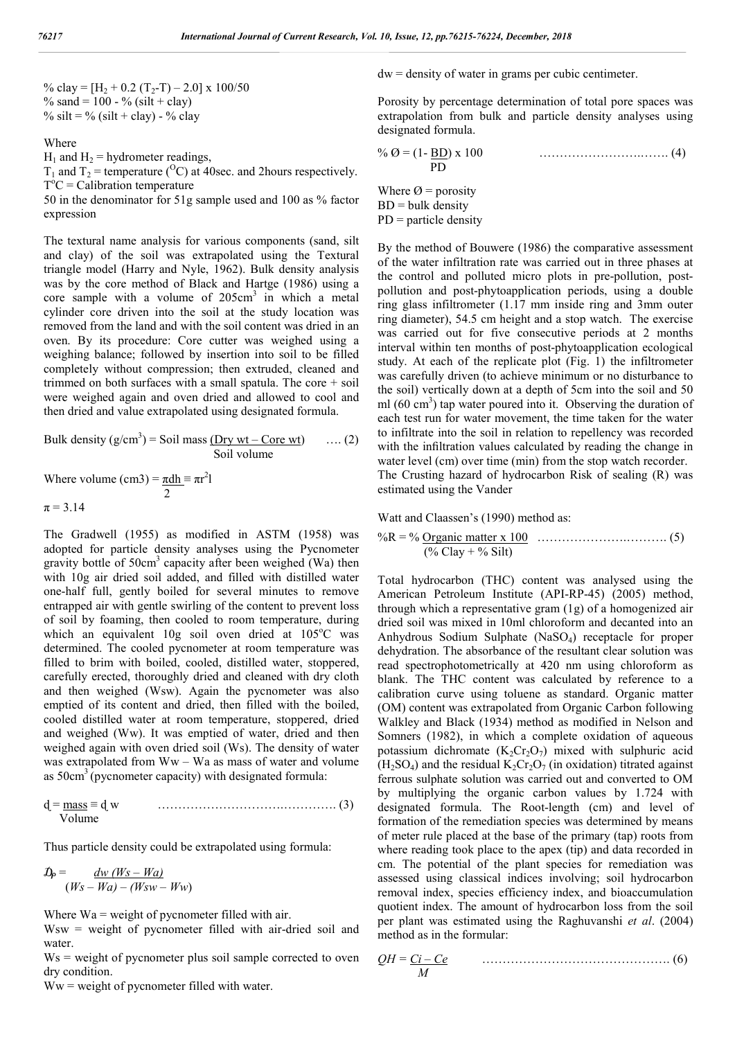$\%\ clay = [H_2 + 0.2\ (T_2\text{-}T) – 2.0] \times 100/50$
$\%\ sand = 100 - \%\ (silt + clay)$
$\%\ silt = \%\ (silt + clay) - \%\ clay$

Where
$H_1$ and $H_2$ = hydrometer readings,
$T_1$ and $T_2$ = temperature ($^{O}C$) at 40sec. and 2hours respectively.
$T^{o}C$ = Calibration temperature
50 in the denominator for 51g sample used and 100 as % factor expression

The textural name analysis for various components (sand, silt and clay) of the soil was extrapolated using the Textural triangle model (Harry and Nyle, 1962). Bulk density analysis was by the core method of Black and Hartge (1986) using a core sample with a volume of $205cm^3$ in which a metal cylinder core driven into the soil at the study location was removed from the land and with the soil content was dried in an oven. By its procedure: Core cutter was weighed using a weighing balance; followed by insertion into soil to be filled completely without compression; then extruded, cleaned and trimmed on both surfaces with a small spatula. The core + soil were weighed again and oven dried and allowed to cool and then dried and value extrapolated using designated formula.

$$\text{Bulk density } (g/cm^3) = \text{Soil mass } \frac{(\text{Dry wt} – \text{Core wt})}{\text{Soil volume}} \quad \text{…. (2)}$$

$$\text{Where volume } (cm3) = \frac{\pi dh}{2} \equiv \pi r^2 l$$

$\pi = 3.14$

The Gradwell (1955) as modified in ASTM (1958) was adopted for particle density analyses using the Pycnometer gravity bottle of $50cm^3$ capacity after been weighed (Wa) then with 10g air dried soil added, and filled with distilled water one-half full, gently boiled for several minutes to remove entrapped air with gentle swirling of the content to prevent loss of soil by foaming, then cooled to room temperature, during which an equivalent 10g soil oven dried at $105^oC$ was determined. The cooled pycnometer at room temperature was filled to brim with boiled, cooled, distilled water, stoppered, carefully erected, thoroughly dried and cleaned with dry cloth and then weighed (Wsw). Again the pycnometer was also emptied of its content and dried, then filled with the boiled, cooled distilled water at room temperature, stoppered, dried and weighed (Ww). It was emptied of water, dried and then weighed again with oven dried soil (Ws). The density of water was extrapolated from Ww – Wa as mass of water and volume as $50cm^3$ (pycnometer capacity) with designated formula:

$$d = \frac{mass}{Volume} \equiv d\,w \quad \text{……………………………….………. (3)}$$

Thus particle density could be extrapolated using formula:

$$D_p = \frac{dw\ (Ws – Wa)}{(Ws – Wa) – (Wsw – Ww)}$$

Where Wa = weight of pycnometer filled with air.
Wsw = weight of pycnometer filled with air-dried soil and water.
Ws = weight of pycnometer plus soil sample corrected to oven dry condition.
Ww = weight of pycnometer filled with water.
dw = density of water in grams per cubic centimeter.

Porosity by percentage determination of total pore spaces was extrapolation from bulk and particle density analyses using designated formula.

$$\%\ \emptyset = (1 - \frac{BD}{PD}) \times 100 \quad \text{……………………….……. (4)}$$

Where Ø = porosity
BD = bulk density
PD = particle density

By the method of Bouwere (1986) the comparative assessment of the water infiltration rate was carried out in three phases at the control and polluted micro plots in pre-pollution, post-pollution and post-phytoapplication periods, using a double ring glass infiltrometer (1.17 mm inside ring and 3mm outer ring diameter), 54.5 cm height and a stop watch. The exercise was carried out for five consecutive periods at 2 months interval within ten months of post-phytoapplication ecological study. At each of the replicate plot (Fig. 1) the infiltrometer was carefully driven (to achieve minimum or no disturbance to the soil) vertically down at a depth of 5cm into the soil and 50 ml (60 $cm^3$) tap water poured into it. Observing the duration of each test run for water movement, the time taken for the water to infiltrate into the soil in relation to repellency was recorded with the infiltration values calculated by reading the change in water level (cm) over time (min) from the stop watch recorder. The Crusting hazard of hydrocarbon Risk of sealing (R) was estimated using the Vander

Watt and Claassen's (1990) method as:

$$\%R = \frac{\%\ \text{Organic matter} \times 100}{(\%\ \text{Clay} + \%\ \text{Silt})} \quad \text{…………………….………. (5)}$$

Total hydrocarbon (THC) content was analysed using the American Petroleum Institute (API-RP-45) (2005) method, through which a representative gram (1g) of a homogenized air dried soil was mixed in 10ml chloroform and decanted into an Anhydrous Sodium Sulphate ($NaSO_4$) receptacle for proper dehydration. The absorbance of the resultant clear solution was read spectrophotometrically at 420 nm using chloroform as blank. The THC content was calculated by reference to a calibration curve using toluene as standard. Organic matter (OM) content was extrapolated from Organic Carbon following Walkley and Black (1934) method as modified in Nelson and Somners (1982), in which a complete oxidation of aqueous potassium dichromate ($K_2Cr_2O_7$) mixed with sulphuric acid ($H_2SO_4$) and the residual $K_2Cr_2O_7$ (in oxidation) titrated against ferrous sulphate solution was carried out and converted to OM by multiplying the organic carbon values by 1.724 with designated formula. The Root-length (cm) and level of formation of the remediation species was determined by means of meter rule placed at the base of the primary (tap) roots from where reading took place to the apex (tip) and data recorded in cm. The potential of the plant species for remediation was assessed using classical indices involving; soil hydrocarbon removal index, species efficiency index, and bioaccumulation quotient index. The amount of hydrocarbon loss from the soil per plant was estimated using the Raghuvanshi *et al*. (2004) method as in the formular:

$$QH = \frac{Ci – Ce}{M} \quad \text{………………………………………. (6)}$$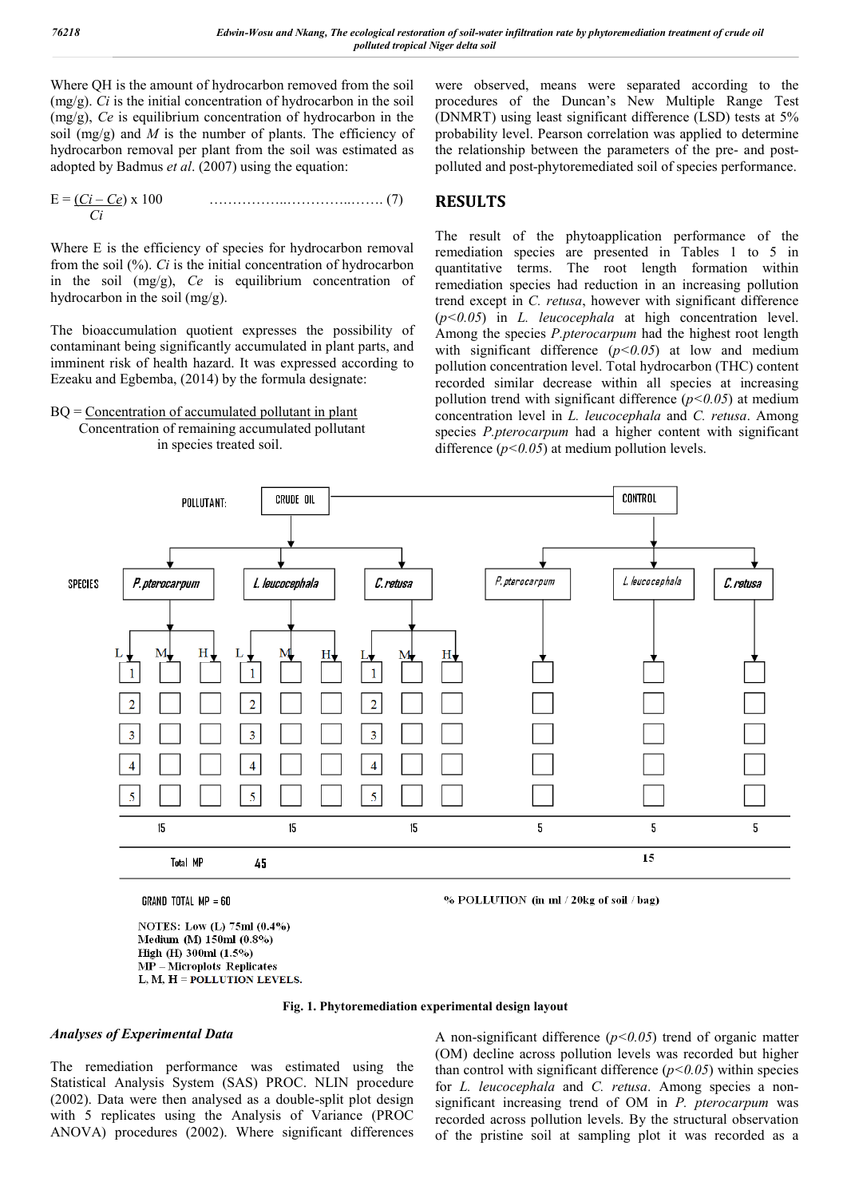Where QH is the amount of hydrocarbon removed from the soil (mg/g). $Ci$ is the initial concentration of hydrocarbon in the soil (mg/g), $Ce$ is equilibrium concentration of hydrocarbon in the soil (mg/g) and $M$ is the number of plants. The efficiency of hydrocarbon removal per plant from the soil was estimated as adopted by Badmus *et al*. (2007) using the equation:

$$E = \frac{(Ci - Ce)}{Ci} \times 100 \qquad \ldots\ldots\ldots\ldots\ldots\ldots\ldots\ldots\ldots (7)$$

Where E is the efficiency of species for hydrocarbon removal from the soil (%). $Ci$ is the initial concentration of hydrocarbon in the soil (mg/g), $Ce$ is equilibrium concentration of hydrocarbon in the soil (mg/g).

The bioaccumulation quotient expresses the possibility of contaminant being significantly accumulated in plant parts, and imminent risk of health hazard. It was expressed according to Ezeaku and Egbemba, (2014) by the formula designate:

$$BQ = \frac{\text{Concentration of accumulated pollutant in plant}}{\text{Concentration of remaining accumulated pollutant in species treated soil.}}$$

were observed, means were separated according to the procedures of the Duncan's New Multiple Range Test (DNMRT) using least significant difference (LSD) tests at 5% probability level. Pearson correlation was applied to determine the relationship between the parameters of the pre- and post-polluted and post-phytoremediated soil of species performance.

## RESULTS

The result of the phytoapplication performance of the remediation species are presented in Tables 1 to 5 in quantitative terms. The root length formation within remediation species had reduction in an increasing pollution trend except in *C. retusa*, however with significant difference ($p<0.05$) in *L. leucocephala* at high concentration level. Among the species *P.pterocarpum* had the highest root length with significant difference ($p<0.05$) at low and medium pollution concentration level. Total hydrocarbon (THC) content recorded similar decrease within all species at increasing pollution trend with significant difference ($p<0.05$) at medium concentration level in *L. leucocephala* and *C. retusa*. Among species *P.pterocarpum* had a higher content with significant difference ($p<0.05$) at medium pollution levels.

NOTES: Low (L) 75ml (0.4%)
Medium (M) 150ml (0.8%)
High (H) 300ml (1.5%)
MP – Microplots Replicates
L, M, H = POLLUTION LEVELS.

**Fig. 1. Phytoremediation experimental design layout**

### *Analyses of Experimental Data*

The remediation performance was estimated using the Statistical Analysis System (SAS) PROC. NLIN procedure (2002). Data were then analysed as a double-split plot design with 5 replicates using the Analysis of Variance (PROC ANOVA) procedures (2002). Where significant differences

A non-significant difference ($p<0.05$) trend of organic matter (OM) decline across pollution levels was recorded but higher than control with significant difference ($p<0.05$) within species for *L. leucocephala* and *C. retusa*. Among species a non-significant increasing trend of OM in *P. pterocarpum* was recorded across pollution levels. By the structural observation of the pristine soil at sampling plot it was recorded as a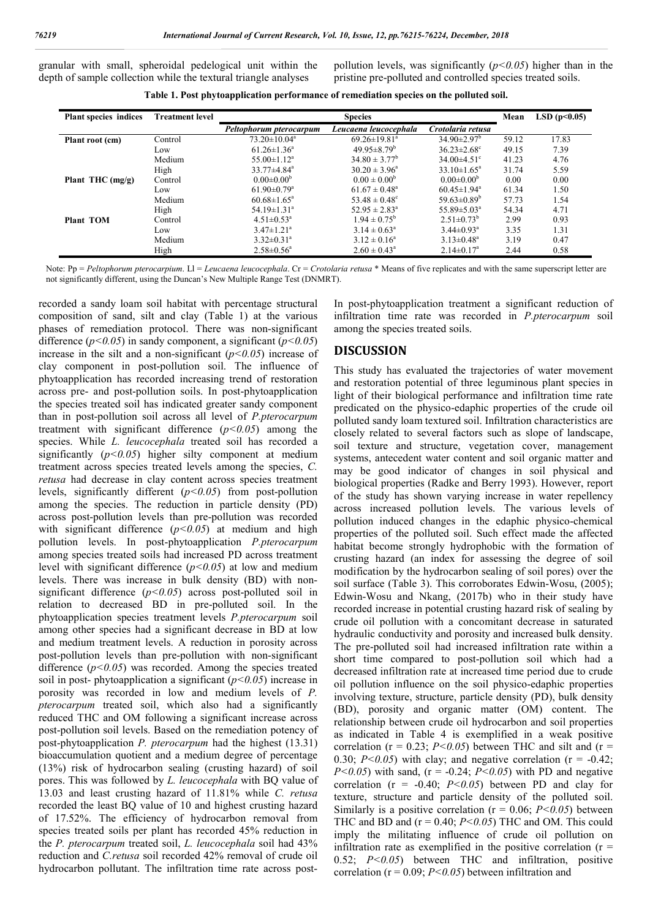granular with small, spheroidal pedelogical unit within the depth of sample collection while the textural triangle analyses recorded a sandy loam soil habitat with percentage structural composition of sand, silt and clay (Table 1) at the various phases of remediation protocol. There was non-significant difference ($p<0.05$) in sandy component, a significant ($p<0.05$) increase in the silt and a non-significant ($p<0.05$) increase of clay component in post-pollution soil. The influence of phytoapplication has recorded increasing trend of restoration across pre- and post-pollution soils. In post-phytoapplication the species treated soil has indicated greater sandy component than in post-pollution soil across all level of *P.pterocarpum* treatment with significant difference ($p<0.05$) among the species. While *L. leucocephala* treated soil has recorded a significantly ($p<0.05$) higher silty component at medium treatment across species treated levels among the species, *C. retusa* had decrease in clay content across species treatment levels, significantly different ($p<0.05$) from post-pollution among the species. The reduction in particle density (PD) across post-pollution levels than pre-pollution was recorded with significant difference ($p<0.05$) at medium and high pollution levels. In post-phytoapplication *P.pterocarpum* among species treated soils had increased PD across treatment level with significant difference ($p<0.05$) at low and medium levels. There was increase in bulk density (BD) with non-significant difference ($p<0.05$) across post-polluted soil in relation to decreased BD in pre-polluted soil. In the phytoapplication species treatment levels *P.pterocarpum* soil among other species had a significant decrease in BD at low and medium treatment levels. A reduction in porosity across post-pollution levels than pre-pollution with non-significant difference ($p<0.05$) was recorded. Among the species treated soil in post- phytoapplication a significant ($p<0.05$) increase in porosity was recorded in low and medium levels of *P. pterocarpum* treated soil, which also had a significantly reduced THC and OM following a significant increase across post-pollution soil levels. Based on the remediation potency of post-phytoapplication *P. pterocarpum* had the highest (13.31) bioaccumulation quotient and a medium degree of percentage (13%) risk of hydrocarbon sealing (crusting hazard) of soil pores. This was followed by *L. leucocephala* with BQ value of 13.03 and least crusting hazard of 11.81% while *C. retusa* recorded the least BQ value of 10 and highest crusting hazard of 17.52%. The efficiency of hydrocarbon removal from species treated soils per plant has recorded 45% reduction in the *P. pterocarpum* treated soil, *L. leucocephala* soil had 43% reduction and *C.retusa* soil recorded 42% removal of crude oil hydrocarbon pollutant. The infiltration time rate across post-pollution levels, was significantly ($p<0.05$) higher than in the pristine pre-polluted and controlled species treated soils.

**Table 1. Post phytoapplication performance of remediation species on the polluted soil.**

| Plant species indices | Treatment level | Species | | | Mean | LSD (p<0.05) |
|---|---|---|---|---|---|---|
| | | *Peltophorum pterocarpium* | *Leucaena leucocephala* | *Crotolaria retusa* | | |
| **Plant root (cm)** | Control | 73.20±10.04[a] | 69.26±19.81[a] | 34.90±2.97[b] | 59.12 | 17.83 |
| | Low | 61.26±1.36[a] | 49.95±8.79[b] | 36.23±2.68[c] | 49.15 | 7.39 |
| | Medium | 55.00±1.12[a] | 34.80 ± 3.77[b] | 34.00±4.51[c] | 41.23 | 4.76 |
| | High | 33.77±4.84[a] | 30.20 ± 3.96[a] | 33.10±1.65[a] | 31.74 | 5.59 |
| **Plant THC (mg/g)** | Control | 0.00±0.00[b] | 0.00 ± 0.00[b] | 0.00±0.00[b] | 0.00 | 0.00 |
| | Low | 61.90±0.79[a] | 61.67 ± 0.48[a] | 60.45±1.94[a] | 61.34 | 1.50 |
| | Medium | 60.68±1.65[a] | 53.48 ± 0.48[c] | 59.63±0.89[b] | 57.73 | 1.54 |
| | High | 54.19±1.31[a] | 52.95 ± 2.83[a] | 55.89±5.03[a] | 54.34 | 4.71 |
| **Plant TOM** | Control | 4.51±0.53[a] | 1.94 ± 0.75[b] | 2.51±0.73[b] | 2.99 | 0.93 |
| | Low | 3.47±1.21[a] | 3.14 ± 0.63[a] | 3.44±0.93[a] | 3.35 | 1.31 |
| | Medium | 3.32±0.31[a] | 3.12 ± 0.16[a] | 3.13±0.48[a] | 3.19 | 0.47 |
| | High | 2.58±0.56[a] | 2.60 ± 0.43[a] | 2.14±0.17[a] | 2.44 | 0.58 |

Note: Pp = *Peltophorum pterocarpium*. Ll = *Leucaena leucocephala*. Cr = *Crotolaria retusa* * Means of five replicates and with the same superscript letter are not significantly different, using the Duncan's New Multiple Range Test (DNMRT).

In post-phytoapplication treatment a significant reduction of infiltration time rate was recorded in *P.pterocarpum* soil among the species treated soils.

## DISCUSSION

This study has evaluated the trajectories of water movement and restoration potential of three leguminous plant species in light of their biological performance and infiltration time rate predicated on the physico-edaphic properties of the crude oil polluted sandy loam textured soil. Infiltration characteristics are closely related to several factors such as slope of landscape, soil texture and structure, vegetation cover, management systems, antecedent water content and soil organic matter and may be good indicator of changes in soil physical and biological properties (Radke and Berry 1993). However, report of the study has shown varying increase in water repellency across increased pollution levels. The various levels of pollution induced changes in the edaphic physico-chemical properties of the polluted soil. Such effect made the affected habitat become strongly hydrophobic with the formation of crusting hazard (an index for assessing the degree of soil modification by the hydrocarbon sealing of soil pores) over the soil surface (Table 3). This corroborates Edwin-Wosu, (2005); Edwin-Wosu and Nkang, (2017b) who in their study have recorded increase in potential crusting hazard risk of sealing by crude oil pollution with a concomitant decrease in saturated hydraulic conductivity and porosity and increased bulk density. The pre-polluted soil had increased infiltration rate within a short time compared to post-pollution soil which had a decreased infiltration rate at increased time period due to crude oil pollution influence on the soil physico-edaphic properties involving texture, structure, particle density (PD), bulk density (BD), porosity and organic matter (OM) content. The relationship between crude oil hydrocarbon and soil properties as indicated in Table 4 is exemplified in a weak positive correlation ($r = 0.23$; $P<0.05$) between THC and silt and ($r = 0.30$; $P<0.05$) with clay; and negative correlation ($r = -0.42$; $P<0.05$) with sand, ($r = -0.24$; $P<0.05$) with PD and negative correlation ($r = -0.40$; $P<0.05$) between PD and clay for texture, structure and particle density of the polluted soil. Similarly is a positive correlation ($r = 0.06$; $P<0.05$) between THC and BD and ($r = 0.40$; $P<0.05$) THC and OM. This could imply the militating influence of crude oil pollution on infiltration rate as exemplified in the positive correlation ($r = 0.52$; $P<0.05$) between THC and infiltration, positive correlation ($r = 0.09$; $P<0.05$) between infiltration and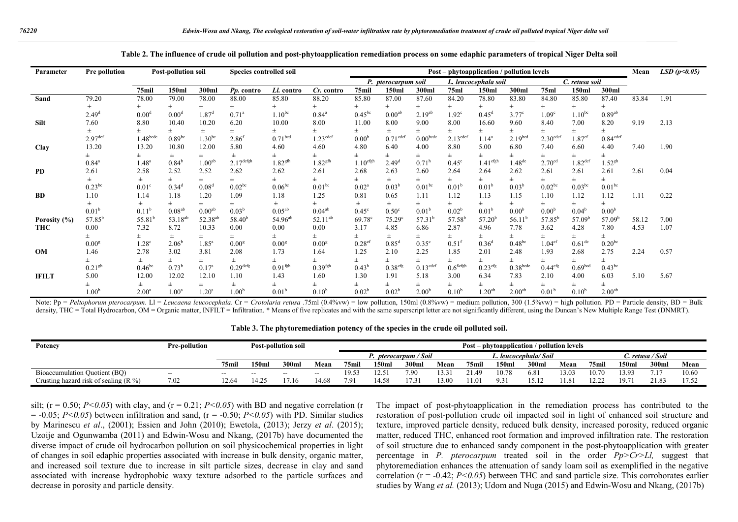**Table 2. The influence of crude oil pollution and post-phytoapplication remediation process on some edaphic parameters of tropical Niger Delta soil**

| Parameter | Pre pollution | Post-pollution soil | | | Species controlled soil | | | Post – phytoapplication / pollution levels | | | | | | | | | Mean | LSD (p<0.05) |
|---|---|---|---|---|---|---|---|---|---|---|---|---|---|---|---|---|---|---|
| | | | | | | | | *P. pterocarpum soil* | | | *L. leucocephala soil* | | | *C. retusa soil* | | | | |
| | | 75mil | 150ml | 300ml | *Pp.* contro | *Ll.* contro | *Cr.* contro | 75mil | 150ml | 300ml | 75ml | 150ml | 300ml | 75ml | 150ml | 300ml | | |
| **Sand** | 79.20 ± 2.49$^{d}$ | 78.00 ± 0.00$^{d}$ | 79.00 ± 0.00$^{d}$ | 78.00 ± 1.87$^{d}$ | 88.00 ± 0.71$^{a}$ | 85.80 ± 1.10$^{bc}$ | 88.20 ± 0.84$^{a}$ | 85.80 ± 0.45$^{bc}$ | 87.00 ± 0.00$^{ab}$ | 87.60 ± 2.19$^{ab}$ | 84.20 ± 1.92$^{c}$ | 78.80 ± 0.45$^{d}$ | 83.80 ± 3.77$^{c}$ | 84.80 ± 1.09$^{c}$ | 85.80 ± 1.10$^{bc}$ | 87.40 ± 0.89$^{ab}$ | 83.84 | 1.91 |
| **Silt** | 7.60 ± 2.97$^{def}$ | 8.80 ± 1.48$^{bcde}$ | 10.40 ± 0.89$^{bc}$ | 10.20 ± 1.30$^{bc}$ | 6.20 ± 2.86$^{f}$ | 10.00 ± 0.71$^{bcd}$ | 8.00 ± 1.23$^{cdef}$ | 11.00 ± 0.00$^{b}$ | 8.00 ± 0.71$^{cdef}$ | 9.00 ± 0.00$^{bcde}$ | 8.00 ± 2.13$^{cdef}$ | 16.60 ± 1.14$^{a}$ | 9.60 ± 2.19$^{bcd}$ | 8.40 ± 2.30$^{cdef}$ | 7.00 ± 1.87$^{ef}$ | 8.20 ± 0.84$^{cdef}$ | 9.19 | 2.13 |
| **Clay** | 13.20 ± 0.84$^{a}$ | 13.20 ± 1.48$^{a}$ | 10.80 ± 0.84$^{b}$ | 12.00 ± 1.00$^{ab}$ | 5.80 ± 2.17$^{defgh}$ | 4.60 ± 1.82$^{gh}$ | 4.60 ± 1.82$^{gh}$ | 4.80 ± 1.10$^{efgh}$ | 6.40 ± 2.49$^{d}$ | 4.00 ± 0.71$^{h}$ | 8.80 ± 0.45$^{c}$ | 5.00 ± 1.41$^{efgh}$ | 6.80 ± 1.48$^{de}$ | 7.40 ± 2.70$^{cd}$ | 6.60 ± 1.82$^{def}$ | 4.40 ± 1.52$^{gh}$ | 7.40 | 1.90 |
| **PD** | 2.61 ± 0.23$^{bc}$ | 2.58 ± 0.01$^{c}$ | 2.52 ± 0.34$^{d}$ | 2.52 ± 0.08$^{d}$ | 2.62 ± 0.02$^{bc}$ | 2.62 ± 0.06$^{bc}$ | 2.61 ± 0.01$^{bc}$ | 2.68 ± 0.02$^{a}$ | 2.63 ± 0.03$^{b}$ | 2.60 ± 0.01$^{bc}$ | 2.64 ± 0.01$^{b}$ | 2.64 ± 0.01$^{b}$ | 2.62 ± 0.03$^{b}$ | 2.61 ± 0.02$^{bc}$ | 2.61 ± 0.03$^{bc}$ | 2.61 ± 0.01$^{bc}$ | 2.61 | 0.04 |
| **BD** | 1.10 ± 0.01$^{b}$ | 1.14 ± 0.11$^{b}$ | 1.18 ± 0.08$^{ab}$ | 1.20 ± 0.00$^{ab}$ | 1.09 ± 0.03$^{b}$ | 1.18 ± 0.05$^{ab}$ | 1.25 ± 0.04$^{ab}$ | 0.81 ± 0.45$^{c}$ | 0.65 ± 0.50$^{c}$ | 1.11 ± 0.01$^{b}$ | 1.12 ± 0.02$^{b}$ | 1.13 ± 0.01$^{b}$ | 1.15 ± 0.00$^{b}$ | 1.10 ± 0.00$^{b}$ | 1.12 ± 0.04$^{b}$ | 1.12 ± 0.00$^{b}$ | 1.11 | 0.22 |
| **Porosity (%)** | 57.85$^{b}$ | 55.81$^{b}$ | 53.18$^{ab}$ | 52.38$^{ab}$ | 58.40$^{b}$ | 54.96$^{ab}$ | 52.11$^{ab}$ | 69.78$^{c}$ | 75.29$^{c}$ | 57.31$^{b}$ | 57.58$^{b}$ | 57.20$^{b}$ | 56.11$^{b}$ | 57.85$^{b}$ | 57.09$^{b}$ | 57.09$^{b}$ | 58.12 | 7.00 |
| **THC** | 0.00 ± 0.00$^{g}$ | 7.32 ± 1.28$^{c}$ | 8.72 ± 2.06$^{b}$ | 10.33 ± 1.85$^{a}$ | 0.00 ± 0.00$^{g}$ | 0.00 ± 0.00$^{g}$ | 0.00 ± 0.00$^{g}$ | 3.17 ± 0.28$^{ef}$ | 4.85 ± 0.85$^{d}$ | 6.86 ± 0.35$^{c}$ | 2.87 ± 0.51$^{f}$ | 4.96 ± 0.36$^{d}$ | 7.78 ± 0.48$^{bc}$ | 3.62 ± 1.04$^{ef}$ | 4.28 ± 0.61$^{de}$ | 7.80 ± 0.20$^{bc}$ | 4.53 | 1.07 |
| **OM** | 1.46 ± 0.21$^{gh}$ | 2.78 ± 0.46$^{bc}$ | 3.02 ± 0.73$^{b}$ | 3.81 ± 0.17$^{a}$ | 2.08 ± 0.29$^{defg}$ | 1.73 ± 0.91$^{fgh}$ | 1.64 ± 0.39$^{fgh}$ | 1.25 ± 0.43$^{h}$ | 2.10 ± 0.38$^{efg}$ | 2.25 ± 0.13$^{cdef}$ | 1.85 ± 0.6$^{efgh}$ | 2.01 ± 0.23$^{efg}$ | 2.48 ± 0.38$^{bcde}$ | 1.93 ± 0.44$^{efg}$ | 2.68 ± 0.69$^{bcd}$ | 2.75 ± 0.43$^{bc}$ | 2.24 | 0.57 |
| **IFILT** | 5.00 ± 1.00$^{b}$ | 12.00 ± 2.00$^{a}$ | 12.02 ± 1.00$^{a}$ | 12.10 ± 1.20$^{a}$ | 1.10 ± 1.00$^{b}$ | 1.43 ± 0.01$^{b}$ | 1.60 ± 0.10$^{b}$ | 1.30 ± 0.02$^{b}$ | 1.91 ± 0.02$^{b}$ | 5.18 ± 2.00$^{b}$ | 3.00 ± 0.10$^{b}$ | 6.34 ± 1.20$^{ab}$ | 7.83 ± 2.00$^{ab}$ | 2.10 ± 0.01$^{b}$ | 4.00 ± 0.10$^{b}$ | 6.03 ± 2.00$^{ab}$ | 5.10 | 5.67 |

Note: Pp = *Peltophorum pterocarpum*. Ll = *Leucaena leucocephala*. Cr = *Crotolaria retusa* .75ml (0.4%vw) = low pollution, 150ml (0.8%vw) = medium pollution, 300 (1.5%vw) = high pollution. PD = Particle density, BD = Bulk density, THC = Total Hydrocarbon, OM = Organic matter, INFILT = Infiltration. * Means of five replicates and with the same superscript letter are not significantly different, using the Duncan's New Multiple Range Test (DNMRT).

**Table 3. The phytoremediation potency of the species in the crude oil polluted soil.**

| Potency | Pre-pollution | Post-pollution soil | | | | Post – phytoapplication / pollution levels | | | | | | | | | | | |
|---|---|---|---|---|---|---|---|---|---|---|---|---|---|---|---|---|---|
| | | | | | | *P. pterocarpum / Soil* | | | | *L. leucocephala/ Soil* | | | | *C. retusa / Soil* | | | |
| | | 75mil | 150ml | 300ml | Mean | 75mil | 150ml | 300ml | Mean | 75mil | 150ml | 300ml | Mean | 75mil | 150ml | 300ml | Mean |
| Bioaccumulation Quotient (BQ) | -- | -- | -- | -- | -- | 19.53 | 12.51 | 7.90 | 13.31 | 21.49 | 10.78 | 6.81 | 13.03 | 10.70 | 13.93 | 7.17 | 10.60 |
| Crusting hazard risk of sealing (R %) | 7.02 | 12.64 | 14.25 | 17.16 | 14.68 | 7.91 | 14.58 | 17.31 | 13.00 | 11.01 | 9.31 | 15.12 | 11.81 | 12.22 | 19.71 | 21.83 | 17.52 |

silt; ($r = 0.50$; $P<0.05$) with clay, and ($r = 0.21$; $P<0.05$) with BD and negative correlation ($r = -0.05$; $P<0.05$) between infiltration and sand, ($r = -0.50$; $P<0.05$) with PD. Similar studies by Marinescu *et al*., (2001); Essien and John (2010); Ewetola, (2013); Jerzy *et al*. (2015); Uzoije and Ogunwamba (2011) and Edwin-Wosu and Nkang, (2017b) have documented the diverse impact of crude oil hydrocarbon pollution on soil physicochemical properties in light of changes in soil edaphic properties associated with increase in bulk density, organic matter, and increased soil texture due to increase in silt particle sizes, decrease in clay and sand associated with increase hydrophobic waxy texture adsorbed to the particle surfaces and decrease in porosity and particle density.

The impact of post-phytoapplication in the remediation process has contributed to the restoration of post-pollution crude oil impacted soil in light of enhanced soil structure and texture, improved particle density, reduced bulk density, increased porosity, reduced organic matter, reduced THC, enhanced root formation and improved infiltration rate. The restoration of soil structure due to enhanced sandy component in the post-phytoapplication with greater percentage in *P. pterocarpum* treated soil in the order *Pp>Cr>Ll,* suggest that phytoremediation enhances the attenuation of sandy loam soil as exemplified in the negative correlation ($r = -0.42$; $P<0.05$) between THC and sand particle size. This corroborates earlier studies by Wang *et al.* (2013); Udom and Nuga (2015) and Edwin-Wosu and Nkang, (2017b)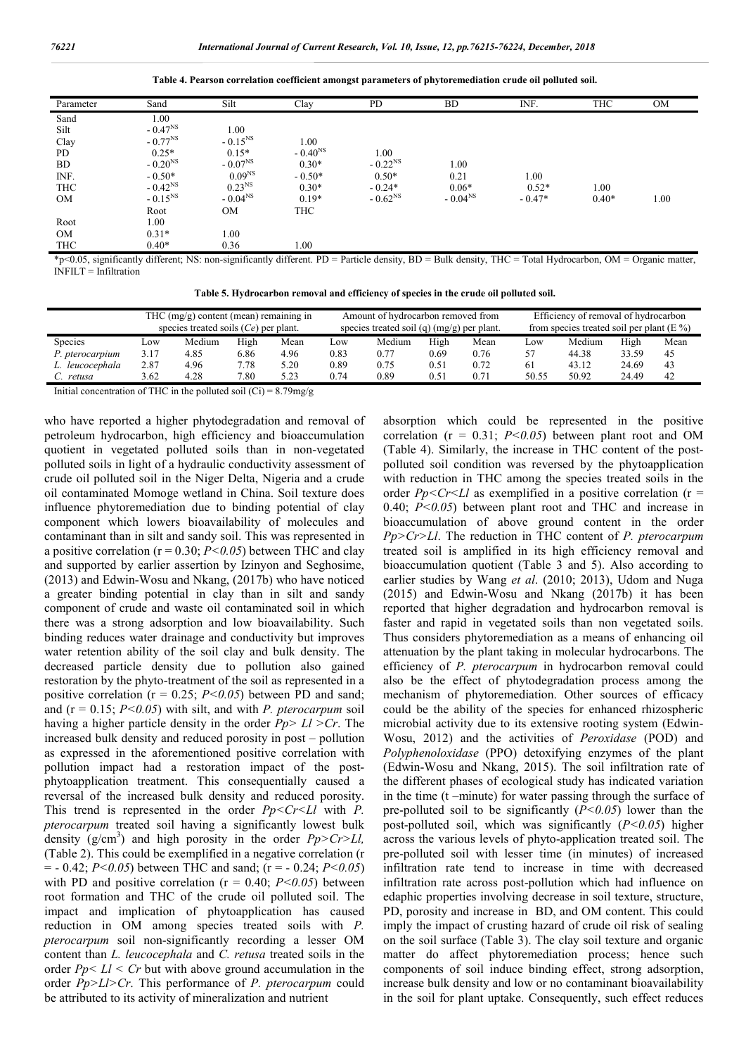**Table 4. Pearson correlation coefficient amongst parameters of phytoremediation crude oil polluted soil.**

| Parameter | Sand | Silt | Clay | PD | BD | INF. | THC | OM |
|---|---|---|---|---|---|---|---|---|
| Sand | 1.00 | | | | | | | |
| Silt | $-0.47^{NS}$ | 1.00 | | | | | | |
| Clay | $-0.77^{NS}$ | $-0.15^{NS}$ | 1.00 | | | | | |
| PD | 0.25* | 0.15* | $-0.40^{NS}$ | 1.00 | | | | |
| BD | $-0.20^{NS}$ | $-0.07^{NS}$ | 0.30* | $-0.22^{NS}$ | 1.00 | | | |
| INF. | -0.50* | $0.09^{NS}$ | -0.50* | 0.50* | 0.21 | 1.00 | | |
| THC | $-0.42^{NS}$ | $0.23^{NS}$ | 0.30* | -0.24* | 0.06* | 0.52* | 1.00 | |
| OM | $-0.15^{NS}$ | $-0.04^{NS}$ | 0.19* | $-0.62^{NS}$ | $-0.04^{NS}$ | -0.47* | 0.40* | 1.00 |
| | Root | OM | THC | | | | | |
| Root | 1.00 | | | | | | | |
| OM | 0.31* | 1.00 | | | | | | |
| THC | 0.40* | 0.36 | 1.00 | | | | | |

*p<0.05, significantly different; NS: non-significantly different. PD = Particle density, BD = Bulk density, THC = Total Hydrocarbon, OM = Organic matter, INFILT = Infiltration

**Table 5. Hydrocarbon removal and efficiency of species in the crude oil polluted soil.**

| | THC (mg/g) content (mean) remaining in species treated soils (*Ce*) per plant. | | | | Amount of hydrocarbon removed from species treated soil (q) (mg/g) per plant. | | | | Efficiency of removal of hydrocarbon from species treated soil per plant (E %) | | | |
|---|---|---|---|---|---|---|---|---|---|---|---|---|
| Species | Low | Medium | High | Mean | Low | Medium | High | Mean | Low | Medium | High | Mean |
| *P. pterocarpium* | 3.17 | 4.85 | 6.86 | 4.96 | 0.83 | 0.77 | 0.69 | 0.76 | 57 | 44.38 | 33.59 | 45 |
| *L. leucocephala* | 2.87 | 4.96 | 7.78 | 5.20 | 0.89 | 0.75 | 0.51 | 0.72 | 61 | 43.12 | 24.69 | 43 |
| *C. retusa* | 3.62 | 4.28 | 7.80 | 5.23 | 0.74 | 0.89 | 0.51 | 0.71 | 50.55 | 50.92 | 24.49 | 42 |

Initial concentration of THC in the polluted soil (Ci) = 8.79mg/g

who have reported a higher phytodegradation and removal of petroleum hydrocarbon, high efficiency and bioaccumulation quotient in vegetated polluted soils than in non-vegetated polluted soils in light of a hydraulic conductivity assessment of crude oil polluted soil in the Niger Delta, Nigeria and a crude oil contaminated Momoge wetland in China. Soil texture does influence phytoremediation due to binding potential of clay component which lowers bioavailability of molecules and contaminant than in silt and sandy soil. This was represented in a positive correlation ($r = 0.30$; $P<0.05$) between THC and clay and supported by earlier assertion by Izinyon and Seghosime, (2013) and Edwin-Wosu and Nkang, (2017b) who have noticed a greater binding potential in clay than in silt and sandy component of crude and waste oil contaminated soil in which there was a strong adsorption and low bioavailability. Such binding reduces water drainage and conductivity but improves water retention ability of the soil clay and bulk density. The decreased particle density due to pollution also gained restoration by the phyto-treatment of the soil as represented in a positive correlation ($r = 0.25$; $P<0.05$) between PD and sand; and ($r = 0.15$; $P<0.05$) with silt, and with *P. pterocarpum* soil having a higher particle density in the order *Pp> Ll >Cr*. The increased bulk density and reduced porosity in post – pollution as expressed in the aforementioned positive correlation with pollution impact had a restoration impact of the post-phytoapplication treatment. This consequentially caused a reversal of the increased bulk density and reduced porosity. This trend is represented in the order *Pp<Cr<Ll* with *P. pterocarpum* treated soil having a significantly lowest bulk density ($g/cm^3$) and high porosity in the order *Pp>Cr>Ll,* (Table 2). This could be exemplified in a negative correlation ($r = -0.42$; $P<0.05$) between THC and sand; ($r = -0.24$; $P<0.05$) with PD and positive correlation ($r = 0.40$; $P<0.05$) between root formation and THC of the crude oil polluted soil. The impact and implication of phytoapplication has caused reduction in OM among species treated soils with *P. pterocarpum* soil non-significantly recording a lesser OM content than *L. leucocephala* and *C. retusa* treated soils in the order *Pp< Ll < Cr* but with above ground accumulation in the order *Pp>Ll>Cr*. This performance of *P. pterocarpum* could be attributed to its activity of mineralization and nutrient absorption which could be represented in the positive correlation ($r = 0.31$; $P<0.05$) between plant root and OM (Table 4). Similarly, the increase in THC content of the post-polluted soil condition was reversed by the phytoapplication with reduction in THC among the species treated soils in the order *Pp<Cr<Ll* as exemplified in a positive correlation ($r = 0.40$; $P<0.05$) between plant root and THC and increase in bioaccumulation of above ground content in the order *Pp>Cr>Ll*. The reduction in THC content of *P. pterocarpum* treated soil is amplified in its high efficiency removal and bioaccumulation quotient (Table 3 and 5). Also according to earlier studies by Wang *et al*. (2010; 2013), Udom and Nuga (2015) and Edwin-Wosu and Nkang (2017b) it has been reported that higher degradation and hydrocarbon removal is faster and rapid in vegetated soils than non vegetated soils. Thus considers phytoremediation as a means of enhancing oil attenuation by the plant taking in molecular hydrocarbons. The efficiency of *P. pterocarpum* in hydrocarbon removal could also be the effect of phytodegradation process among the mechanism of phytoremediation. Other sources of efficacy could be the ability of the species for enhanced rhizospheric microbial activity due to its extensive rooting system (Edwin-Wosu, 2012) and the activities of *Peroxidase* (POD) and *Polyphenoloxidase* (PPO) detoxifying enzymes of the plant (Edwin-Wosu and Nkang, 2015). The soil infiltration rate of the different phases of ecological study has indicated variation in the time (t –minute) for water passing through the surface of pre-polluted soil to be significantly ($P<0.05$) lower than the post-polluted soil, which was significantly ($P<0.05$) higher across the various levels of phyto-application treated soil. The pre-polluted soil with lesser time (in minutes) of increased infiltration rate tend to increase in time with decreased infiltration rate across post-pollution which had influence on edaphic properties involving decrease in soil texture, structure, PD, porosity and increase in BD, and OM content. This could imply the impact of crusting hazard of crude oil risk of sealing on the soil surface (Table 3). The clay soil texture and organic matter do affect phytoremediation process; hence such components of soil induce binding effect, strong adsorption, increase bulk density and low or no contaminant bioavailability in the soil for plant uptake. Consequently, such effect reduces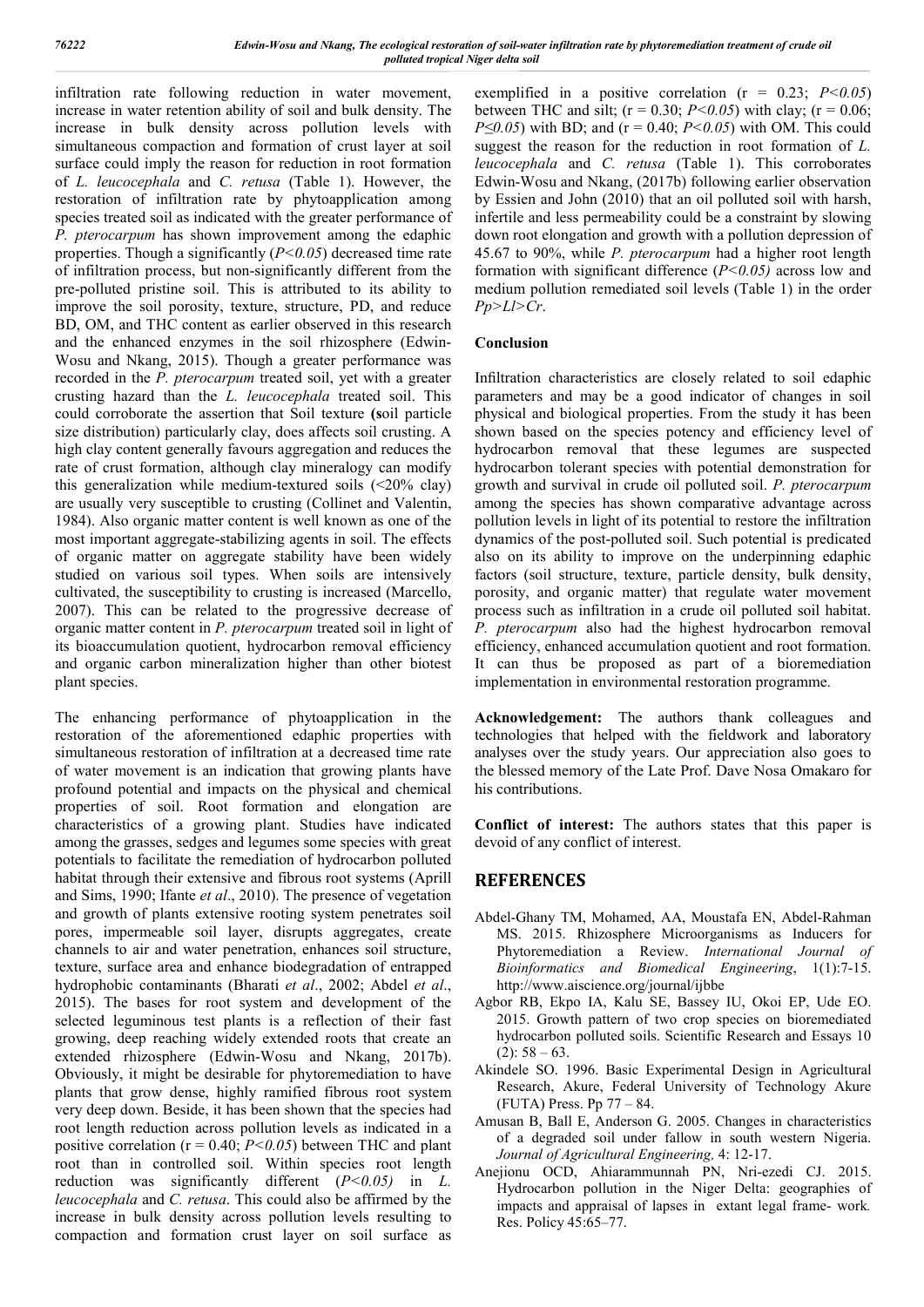infiltration rate following reduction in water movement, increase in water retention ability of soil and bulk density. The increase in bulk density across pollution levels with simultaneous compaction and formation of crust layer at soil surface could imply the reason for reduction in root formation of *L. leucocephala* and *C. retusa* (Table 1). However, the restoration of infiltration rate by phytoapplication among species treated soil as indicated with the greater performance of *P. pterocarpum* has shown improvement among the edaphic properties. Though a significantly ($P<0.05$) decreased time rate of infiltration process, but non-significantly different from the pre-polluted pristine soil. This is attributed to its ability to improve the soil porosity, texture, structure, PD, and reduce BD, OM, and THC content as earlier observed in this research and the enhanced enzymes in the soil rhizosphere (Edwin-Wosu and Nkang, 2015). Though a greater performance was recorded in the *P. pterocarpum* treated soil, yet with a greater crusting hazard than the *L. leucocephala* treated soil. This could corroborate the assertion that Soil texture (**s**oil particle size distribution) particularly clay, does affects soil crusting. A high clay content generally favours aggregation and reduces the rate of crust formation, although clay mineralogy can modify this generalization while medium-textured soils (<20% clay) are usually very susceptible to crusting (Collinet and Valentin, 1984). Also organic matter content is well known as one of the most important aggregate-stabilizing agents in soil. The effects of organic matter on aggregate stability have been widely studied on various soil types. When soils are intensively cultivated, the susceptibility to crusting is increased (Marcello, 2007). This can be related to the progressive decrease of organic matter content in *P. pterocarpum* treated soil in light of its bioaccumulation quotient, hydrocarbon removal efficiency and organic carbon mineralization higher than other biotest plant species.

The enhancing performance of phytoapplication in the restoration of the aforementioned edaphic properties with simultaneous restoration of infiltration at a decreased time rate of water movement is an indication that growing plants have profound potential and impacts on the physical and chemical properties of soil. Root formation and elongation are characteristics of a growing plant. Studies have indicated among the grasses, sedges and legumes some species with great potentials to facilitate the remediation of hydrocarbon polluted habitat through their extensive and fibrous root systems (Aprill and Sims, 1990; Ifante *et al*., 2010). The presence of vegetation and growth of plants extensive rooting system penetrates soil pores, impermeable soil layer, disrupts aggregates, create channels to air and water penetration, enhances soil structure, texture, surface area and enhance biodegradation of entrapped hydrophobic contaminants (Bharati *et al*., 2002; Abdel *et al*., 2015). The bases for root system and development of the selected leguminous test plants is a reflection of their fast growing, deep reaching widely extended roots that create an extended rhizosphere (Edwin-Wosu and Nkang, 2017b). Obviously, it might be desirable for phytoremediation to have plants that grow dense, highly ramified fibrous root system very deep down. Beside, it has been shown that the species had root length reduction across pollution levels as indicated in a positive correlation ($r = 0.40$; $P<0.05$) between THC and plant root than in controlled soil. Within species root length reduction was significantly different ($P<0.05$) in *L. leucocephala* and *C. retusa*. This could also be affirmed by the increase in bulk density across pollution levels resulting to compaction and formation crust layer on soil surface as exemplified in a positive correlation ($r = 0.23$; $P<0.05$) between THC and silt; ($r = 0.30$; $P<0.05$) with clay; ($r = 0.06$; $P\leq0.05$) with BD; and ($r = 0.40$; $P<0.05$) with OM. This could suggest the reason for the reduction in root formation of *L. leucocephala* and *C. retusa* (Table 1). This corroborates Edwin-Wosu and Nkang, (2017b) following earlier observation by Essien and John (2010) that an oil polluted soil with harsh, infertile and less permeability could be a constraint by slowing down root elongation and growth with a pollution depression of 45.67 to 90%, while *P. pterocarpum* had a higher root length formation with significant difference ($P<0.05$) across low and medium pollution remediated soil levels (Table 1) in the order *Pp>Ll>Cr*.

## Conclusion

Infiltration characteristics are closely related to soil edaphic parameters and may be a good indicator of changes in soil physical and biological properties. From the study it has been shown based on the species potency and efficiency level of hydrocarbon removal that these legumes are suspected hydrocarbon tolerant species with potential demonstration for growth and survival in crude oil polluted soil. *P. pterocarpum* among the species has shown comparative advantage across pollution levels in light of its potential to restore the infiltration dynamics of the post-polluted soil. Such potential is predicated also on its ability to improve on the underpinning edaphic factors (soil structure, texture, particle density, bulk density, porosity, and organic matter) that regulate water movement process such as infiltration in a crude oil polluted soil habitat. *P. pterocarpum* also had the highest hydrocarbon removal efficiency, enhanced accumulation quotient and root formation. It can thus be proposed as part of a bioremediation implementation in environmental restoration programme.

**Acknowledgement:** The authors thank colleagues and technologies that helped with the fieldwork and laboratory analyses over the study years. Our appreciation also goes to the blessed memory of the Late Prof. Dave Nosa Omakaro for his contributions.

**Conflict of interest:** The authors states that this paper is devoid of any conflict of interest.

## REFERENCES

Abdel-Ghany TM, Mohamed, AA, Moustafa EN, Abdel-Rahman MS. 2015. Rhizosphere Microorganisms as Inducers for Phytoremediation a Review. *International Journal of Bioinformatics and Biomedical Engineering*, 1(1):7-15. http://www.aiscience.org/journal/ijbbe

Agbor RB, Ekpo IA, Kalu SE, Bassey IU, Okoi EP, Ude EO. 2015. Growth pattern of two crop species on bioremediated hydrocarbon polluted soils. Scientific Research and Essays 10 (2): 58 – 63.

Akindele SO. 1996. Basic Experimental Design in Agricultural Research, Akure, Federal University of Technology Akure (FUTA) Press. Pp 77 – 84.

Amusan B, Ball E, Anderson G. 2005. Changes in characteristics of a degraded soil under fallow in south western Nigeria. *Journal of Agricultural Engineering,* 4: 12-17.

Anejionu OCD, Ahiarammunnah PN, Nri-ezedi CJ. 2015. Hydrocarbon pollution in the Niger Delta: geographies of impacts and appraisal of lapses in extant legal frame- work*.* Res. Policy 45:65–77.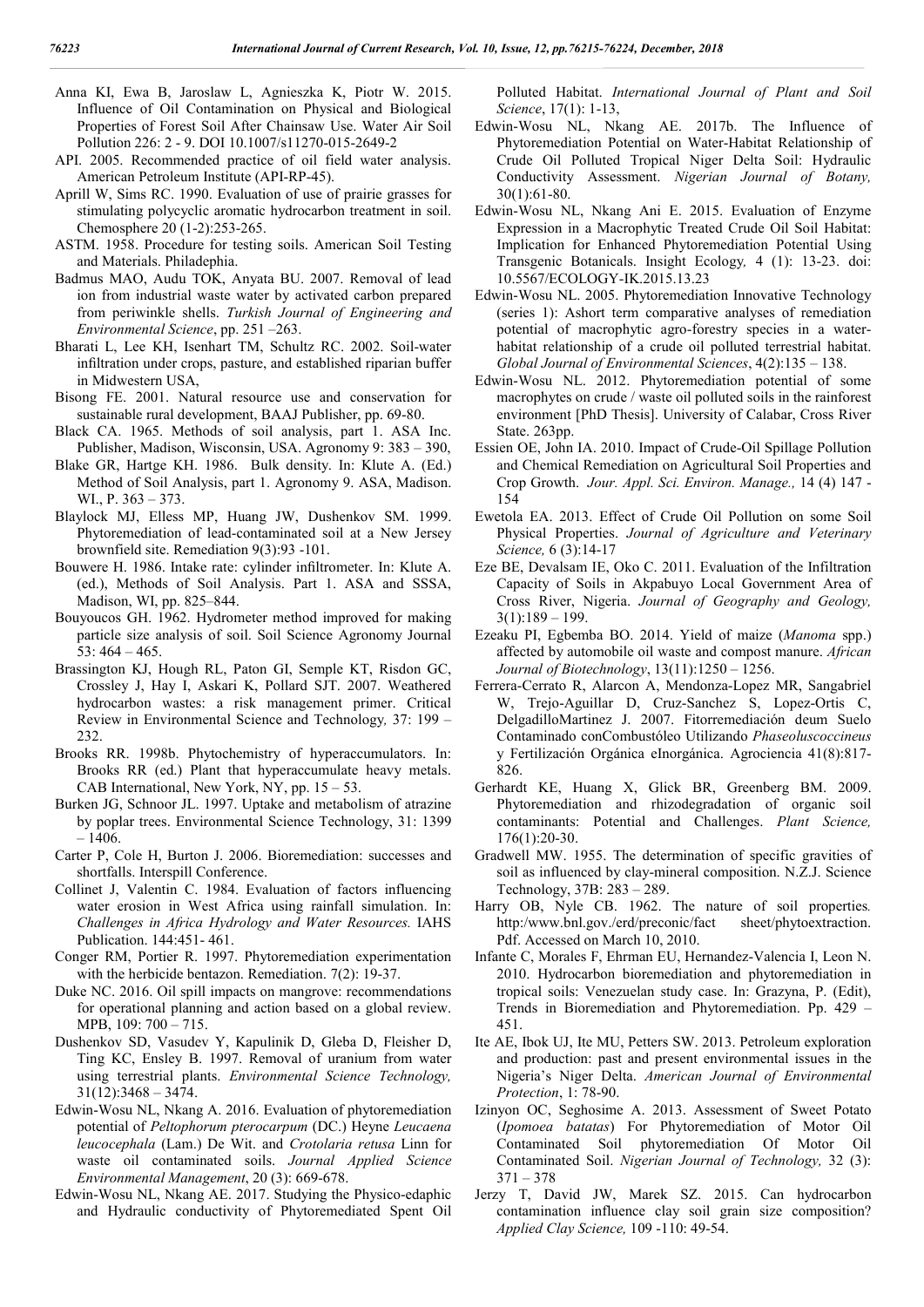Anna KI, Ewa B, Jaroslaw L, Agnieszka K, Piotr W. 2015. Influence of Oil Contamination on Physical and Biological Properties of Forest Soil After Chainsaw Use. Water Air Soil Pollution 226: 2 - 9. DOI 10.1007/s11270-015-2649-2

API. 2005. Recommended practice of oil field water analysis. American Petroleum Institute (API-RP-45).

Aprill W, Sims RC. 1990. Evaluation of use of prairie grasses for stimulating polycyclic aromatic hydrocarbon treatment in soil. Chemosphere 20 (1-2):253-265.

ASTM. 1958. Procedure for testing soils. American Soil Testing and Materials. Philadephia.

Badmus MAO, Audu TOK, Anyata BU. 2007. Removal of lead ion from industrial waste water by activated carbon prepared from periwinkle shells. *Turkish Journal of Engineering and Environmental Science*, pp. 251 –263.

Bharati L, Lee KH, Isenhart TM, Schultz RC. 2002. Soil-water infiltration under crops, pasture, and established riparian buffer in Midwestern USA,

Bisong FE. 2001. Natural resource use and conservation for sustainable rural development, BAAJ Publisher, pp. 69-80.

Black CA. 1965. Methods of soil analysis, part 1. ASA Inc. Publisher, Madison, Wisconsin, USA. Agronomy 9: 383 – 390,

Blake GR, Hartge KH. 1986. Bulk density. In: Klute A. (Ed.) Method of Soil Analysis, part 1. Agronomy 9. ASA, Madison. WI., P. 363 – 373.

Blaylock MJ, Elless MP, Huang JW, Dushenkov SM. 1999. Phytoremediation of lead-contaminated soil at a New Jersey brownfield site. Remediation 9(3):93 -101.

Bouwere H. 1986. Intake rate: cylinder infiltrometer. In: Klute A. (ed.), Methods of Soil Analysis. Part 1. ASA and SSSA, Madison, WI, pp. 825–844.

Bouyoucos GH. 1962. Hydrometer method improved for making particle size analysis of soil. Soil Science Agronomy Journal 53: 464 – 465.

Brassington KJ, Hough RL, Paton GI, Semple KT, Risdon GC, Crossley J, Hay I, Askari K, Pollard SJT. 2007. Weathered hydrocarbon wastes: a risk management primer. Critical Review in Environmental Science and Technology*,* 37: 199 – 232.

Brooks RR. 1998b. Phytochemistry of hyperaccumulators. In: Brooks RR (ed.) Plant that hyperaccumulate heavy metals. CAB International, New York, NY, pp. 15 – 53.

Burken JG, Schnoor JL. 1997. Uptake and metabolism of atrazine by poplar trees. Environmental Science Technology, 31: 1399 – 1406.

Carter P, Cole H, Burton J. 2006. Bioremediation: successes and shortfalls. Interspill Conference.

Collinet J, Valentin C. 1984. Evaluation of factors influencing water erosion in West Africa using rainfall simulation. In: *Challenges in Africa Hydrology and Water Resources.* IAHS Publication. 144:451- 461.

Conger RM, Portier R. 1997. Phytoremediation experimentation with the herbicide bentazon. Remediation. 7(2): 19-37.

Duke NC. 2016. Oil spill impacts on mangrove: recommendations for operational planning and action based on a global review. MPB, 109: 700 – 715.

Dushenkov SD, Vasudev Y, Kapulinik D, Gleba D, Fleisher D, Ting KC, Ensley B. 1997. Removal of uranium from water using terrestrial plants. *Environmental Science Technology,* 31(12):3468 – 3474.

Edwin-Wosu NL, Nkang A. 2016. Evaluation of phytoremediation potential of *Peltophorum pterocarpum* (DC.) Heyne *Leucaena leucocephala* (Lam.) De Wit. and *Crotolaria retusa* Linn for waste oil contaminated soils. *Journal Applied Science Environmental Management*, 20 (3): 669-678.

Edwin-Wosu NL, Nkang AE. 2017. Studying the Physico-edaphic and Hydraulic conductivity of Phytoremediated Spent Oil Polluted Habitat. *International Journal of Plant and Soil Science*, 17(1): 1-13,

Edwin-Wosu NL, Nkang AE. 2017b. The Influence of Phytoremediation Potential on Water-Habitat Relationship of Crude Oil Polluted Tropical Niger Delta Soil: Hydraulic Conductivity Assessment. *Nigerian Journal of Botany,* 30(1):61-80.

Edwin-Wosu NL, Nkang Ani E. 2015. Evaluation of Enzyme Expression in a Macrophytic Treated Crude Oil Soil Habitat: Implication for Enhanced Phytoremediation Potential Using Transgenic Botanicals. Insight Ecology*,* 4 (1): 13-23. doi: 10.5567/ECOLOGY-IK.2015.13.23

Edwin-Wosu NL. 2005. Phytoremediation Innovative Technology (series 1): Ashort term comparative analyses of remediation potential of macrophytic agro-forestry species in a water-habitat relationship of a crude oil polluted terrestrial habitat. *Global Journal of Environmental Sciences*, 4(2):135 – 138.

Edwin-Wosu NL. 2012. Phytoremediation potential of some macrophytes on crude / waste oil polluted soils in the rainforest environment [PhD Thesis]. University of Calabar, Cross River State. 263pp.

Essien OE, John IA. 2010. Impact of Crude-Oil Spillage Pollution and Chemical Remediation on Agricultural Soil Properties and Crop Growth. *Jour. Appl. Sci. Environ. Manage.,* 14 (4) 147 - 154

Ewetola EA. 2013. Effect of Crude Oil Pollution on some Soil Physical Properties. *Journal of Agriculture and Veterinary Science,* 6 (3):14-17

Eze BE, Devalsam IE, Oko C. 2011. Evaluation of the Infiltration Capacity of Soils in Akpabuyo Local Government Area of Cross River, Nigeria. *Journal of Geography and Geology,* 3(1):189 – 199.

Ezeaku PI, Egbemba BO. 2014. Yield of maize (*Manoma* spp.) affected by automobile oil waste and compost manure. *African Journal of Biotechnology*, 13(11):1250 – 1256.

Ferrera-Cerrato R, Alarcon A, Mendonza-Lopez MR, Sangabriel W, Trejo-Aguillar D, Cruz-Sanchez S, Lopez-Ortis C, DelgadilloMartinez J. 2007. Fitorremediación deum Suelo Contaminado conCombustóleo Utilizando *Phaseoluscoccineus* y Fertilización Orgánica eInorgánica. Agrociencia 41(8):817-826.

Gerhardt KE, Huang X, Glick BR, Greenberg BM. 2009. Phytoremediation and rhizodegradation of organic soil contaminants: Potential and Challenges. *Plant Science,* 176(1):20-30.

Gradwell MW. 1955. The determination of specific gravities of soil as influenced by clay-mineral composition. N.Z.J. Science Technology, 37B: 283 – 289.

Harry OB, Nyle CB. 1962. The nature of soil properties*.* http:/www.bnl.gov./erd/preconic/fact sheet/phytoextraction. Pdf. Accessed on March 10, 2010.

Infante C, Morales F, Ehrman EU, Hernandez-Valencia I, Leon N. 2010. Hydrocarbon bioremediation and phytoremediation in tropical soils: Venezuelan study case. In: Grazyna, P. (Edit), Trends in Bioremediation and Phytoremediation. Pp. 429 – 451.

Ite AE, Ibok UJ, Ite MU, Petters SW. 2013. Petroleum exploration and production: past and present environmental issues in the Nigeria's Niger Delta. *American Journal of Environmental Protection*, 1: 78-90.

Izinyon OC, Seghosime A. 2013. Assessment of Sweet Potato (*Ipomoea batatas*) For Phytoremediation of Motor Oil Contaminated Soil phytoremediation Of Motor Oil Contaminated Soil. *Nigerian Journal of Technology,* 32 (3): 371 – 378

Jerzy T, David JW, Marek SZ. 2015. Can hydrocarbon contamination influence clay soil grain size composition? *Applied Clay Science,* 109 -110: 49-54.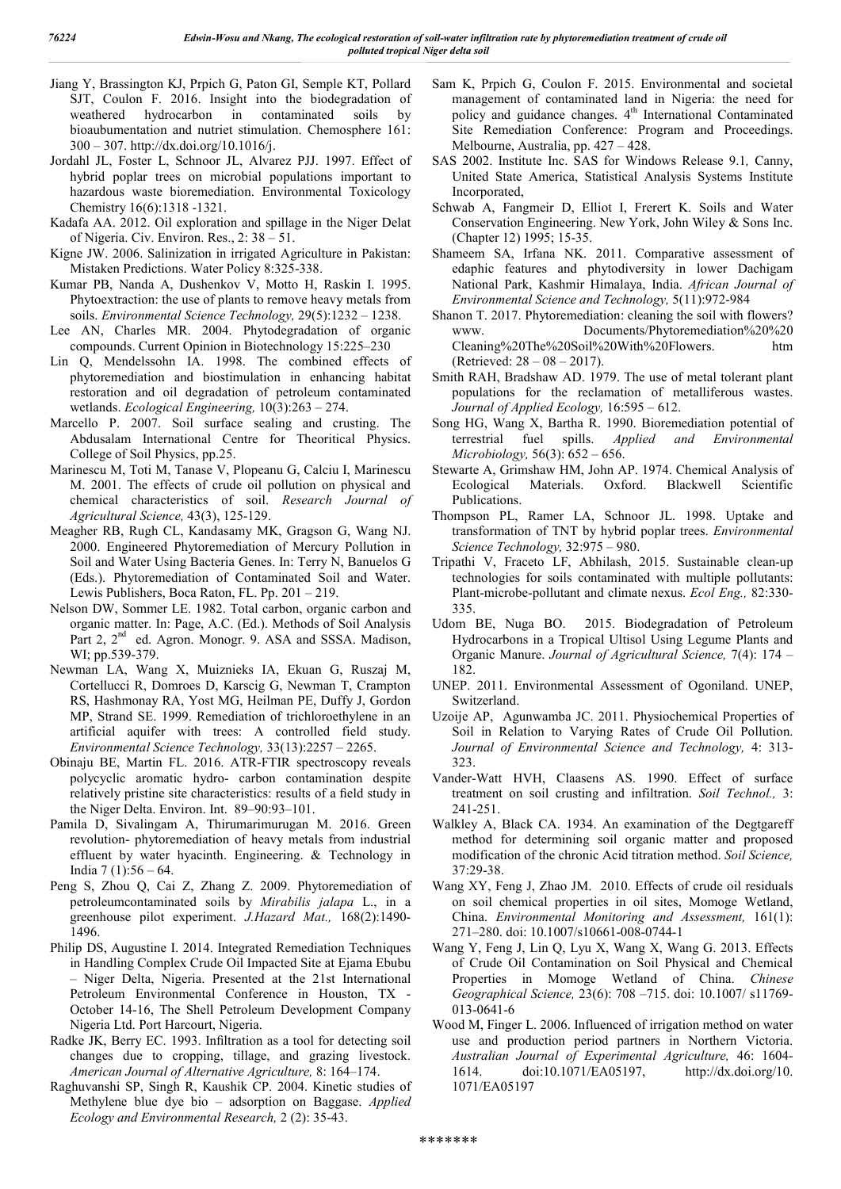Jiang Y, Brassington KJ, Prpich G, Paton GI, Semple KT, Pollard SJT, Coulon F. 2016. Insight into the biodegradation of weathered hydrocarbon in contaminated soils by bioaubumentation and nutriet stimulation. Chemosphere 161: 300 – 307. http://dx.doi.org/10.1016/j.

Jordahl JL, Foster L, Schnoor JL, Alvarez PJJ. 1997. Effect of hybrid poplar trees on microbial populations important to hazardous waste bioremediation. Environmental Toxicology Chemistry 16(6):1318 -1321.

Kadafa AA. 2012. Oil exploration and spillage in the Niger Delat of Nigeria. Civ. Environ. Res., 2: 38 – 51.

Kigne JW. 2006. Salinization in irrigated Agriculture in Pakistan: Mistaken Predictions. Water Policy 8:325-338.

Kumar PB, Nanda A, Dushenkov V, Motto H, Raskin I. 1995. Phytoextraction: the use of plants to remove heavy metals from soils. *Environmental Science Technology,* 29(5):1232 – 1238.

Lee AN, Charles MR. 2004. Phytodegradation of organic compounds. Current Opinion in Biotechnology 15:225–230

Lin Q, Mendelssohn IA. 1998. The combined effects of phytoremediation and biostimulation in enhancing habitat restoration and oil degradation of petroleum contaminated wetlands. *Ecological Engineering,* 10(3):263 – 274.

Marcello P. 2007. Soil surface sealing and crusting. The Abdusalam International Centre for Theoritical Physics. College of Soil Physics, pp.25.

Marinescu M, Toti M, Tanase V, Plopeanu G, Calciu I, Marinescu M. 2001. The effects of crude oil pollution on physical and chemical characteristics of soil. *Research Journal of Agricultural Science,* 43(3), 125-129.

Meagher RB, Rugh CL, Kandasamy MK, Gragson G, Wang NJ. 2000. Engineered Phytoremediation of Mercury Pollution in Soil and Water Using Bacteria Genes. In: Terry N, Banuelos G (Eds.). Phytoremediation of Contaminated Soil and Water. Lewis Publishers, Boca Raton, FL. Pp. 201 – 219.

Nelson DW, Sommer LE. 1982. Total carbon, organic carbon and organic matter. In: Page, A.C. (Ed.). Methods of Soil Analysis Part 2, 2nd ed. Agron. Monogr. 9. ASA and SSSA. Madison, WI; pp.539-379.

Newman LA, Wang X, Muiznieks IA, Ekuan G, Ruszaj M, Cortellucci R, Domroes D, Karscig G, Newman T, Crampton RS, Hashmonay RA, Yost MG, Heilman PE, Duffy J, Gordon MP, Strand SE. 1999. Remediation of trichloroethylene in an artificial aquifer with trees: A controlled field study. *Environmental Science Technology,* 33(13):2257 – 2265.

Obinaju BE, Martin FL. 2016. ATR-FTIR spectroscopy reveals polycyclic aromatic hydro- carbon contamination despite relatively pristine site characteristics: results of a field study in the Niger Delta. Environ. Int. 89–90:93–101.

Pamila D, Sivalingam A, Thirumarimurugan M. 2016. Green revolution- phytoremediation of heavy metals from industrial effluent by water hyacinth. Engineering. & Technology in India 7 (1):56 – 64.

Peng S, Zhou Q, Cai Z, Zhang Z. 2009. Phytoremediation of petroleumcontaminated soils by *Mirabilis jalapa* L., in a greenhouse pilot experiment. *J.Hazard Mat.,* 168(2):1490-1496.

Philip DS, Augustine I. 2014. Integrated Remediation Techniques in Handling Complex Crude Oil Impacted Site at Ejama Ebubu – Niger Delta, Nigeria. Presented at the 21st International Petroleum Environmental Conference in Houston, TX - October 14-16, The Shell Petroleum Development Company Nigeria Ltd. Port Harcourt, Nigeria.

Radke JK, Berry EC. 1993. Infiltration as a tool for detecting soil changes due to cropping, tillage, and grazing livestock. *American Journal of Alternative Agriculture,* 8: 164–174.

Raghuvanshi SP, Singh R, Kaushik CP. 2004. Kinetic studies of Methylene blue dye bio – adsorption on Baggase. *Applied Ecology and Environmental Research,* 2 (2): 35-43.

Sam K, Prpich G, Coulon F. 2015. Environmental and societal management of contaminated land in Nigeria: the need for policy and guidance changes. 4th International Contaminated Site Remediation Conference: Program and Proceedings. Melbourne, Australia, pp. 427 – 428.

SAS 2002. Institute Inc. SAS for Windows Release 9.1*,* Canny, United State America, Statistical Analysis Systems Institute Incorporated,

Schwab A, Fangmeir D, Elliot I, Frerert K. Soils and Water Conservation Engineering. New York, John Wiley & Sons Inc. (Chapter 12) 1995; 15-35.

Shameem SA, Irfana NK. 2011. Comparative assessment of edaphic features and phytodiversity in lower Dachigam National Park, Kashmir Himalaya, India. *African Journal of Environmental Science and Technology,* 5(11):972-984

Shanon T. 2017. Phytoremediation: cleaning the soil with flowers? www. Documents/Phytoremediation%20%20 Cleaning%20The%20Soil%20With%20Flowers. htm (Retrieved: 28 – 08 – 2017).

Smith RAH, Bradshaw AD. 1979. The use of metal tolerant plant populations for the reclamation of metalliferous wastes. *Journal of Applied Ecology,* 16:595 – 612.

Song HG, Wang X, Bartha R. 1990. Bioremediation potential of terrestrial fuel spills. *Applied and Environmental Microbiology,* 56(3): 652 – 656.

Stewarte A, Grimshaw HM, John AP. 1974. Chemical Analysis of Ecological Materials. Oxford. Blackwell Scientific Publications.

Thompson PL, Ramer LA, Schnoor JL. 1998. Uptake and transformation of TNT by hybrid poplar trees. *Environmental Science Technology,* 32:975 – 980.

Tripathi V, Fraceto LF, Abhilash, 2015. Sustainable clean-up technologies for soils contaminated with multiple pollutants: Plant-microbe-pollutant and climate nexus. *Ecol Eng.,* 82:330-335.

Udom BE, Nuga BO. 2015. Biodegradation of Petroleum Hydrocarbons in a Tropical Ultisol Using Legume Plants and Organic Manure. *Journal of Agricultural Science,* 7(4): 174 – 182.

UNEP. 2011. Environmental Assessment of Ogoniland. UNEP, Switzerland.

Uzoije AP, Agunwamba JC. 2011. Physiochemical Properties of Soil in Relation to Varying Rates of Crude Oil Pollution. *Journal of Environmental Science and Technology,* 4: 313-323.

Vander-Watt HVH, Claasens AS. 1990. Effect of surface treatment on soil crusting and infiltration. *Soil Technol.,* 3: 241-251.

Walkley A, Black CA. 1934. An examination of the Degtgareff method for determining soil organic matter and proposed modification of the chronic Acid titration method. *Soil Science,* 37:29-38.

Wang XY, Feng J, Zhao JM. 2010. Effects of crude oil residuals on soil chemical properties in oil sites, Momoge Wetland, China. *Environmental Monitoring and Assessment,* 161(1): 271–280. doi: 10.1007/s10661-008-0744-1

Wang Y, Feng J, Lin Q, Lyu X, Wang X, Wang G. 2013. Effects of Crude Oil Contamination on Soil Physical and Chemical Properties in Momoge Wetland of China. *Chinese Geographical Science,* 23(6): 708 –715. doi: 10.1007/ s11769-013-0641-6

Wood M, Finger L. 2006. Influenced of irrigation method on water use and production period partners in Northern Victoria. *Australian Journal of Experimental Agriculture,* 46: 1604-1614. doi:10.1071/EA05197, http://dx.doi.org/10.1071/EA05197

\*\*\*\*\*\*\*